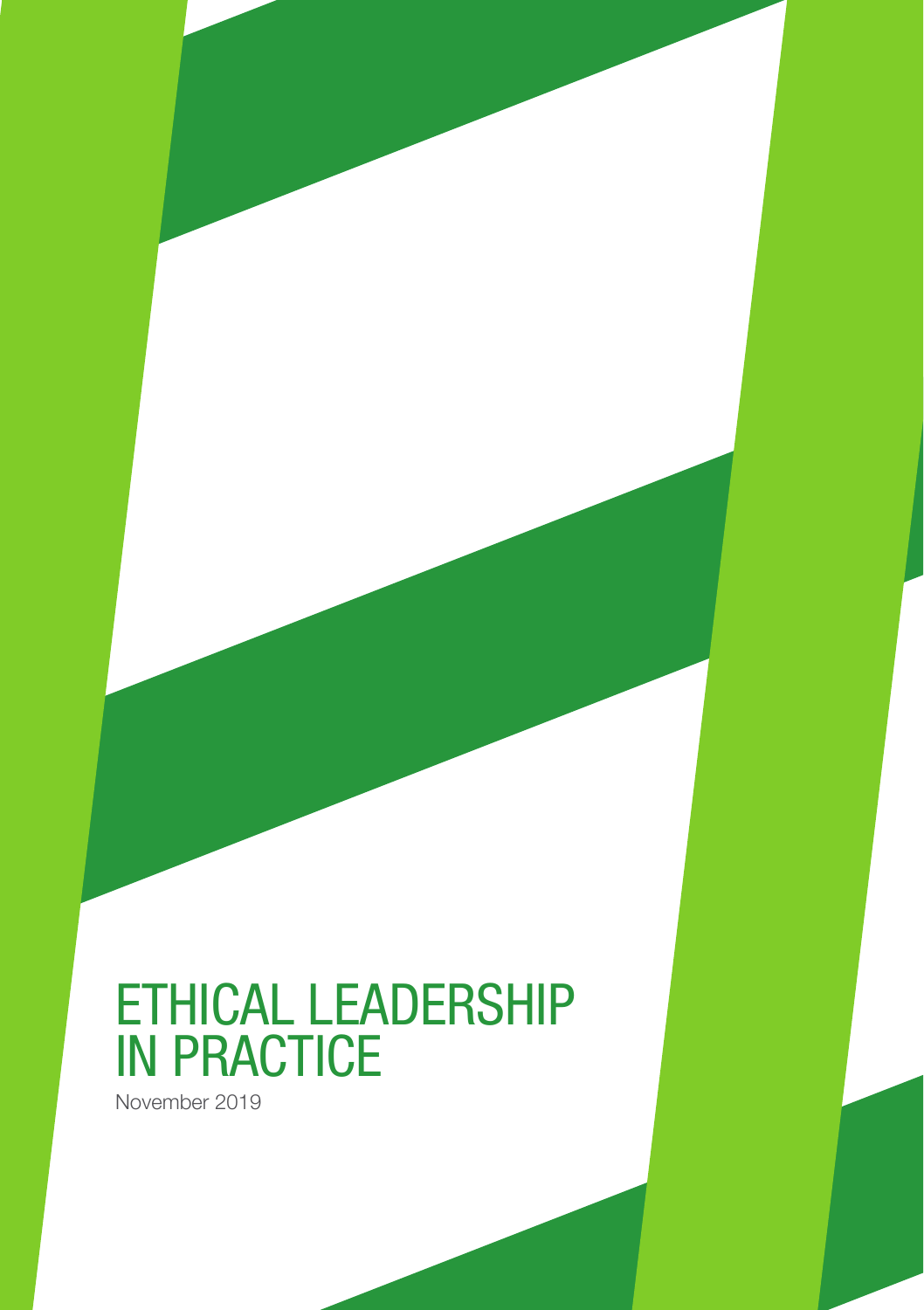# ETHICAL LEADERSHIP IN PRACTICE

November 2019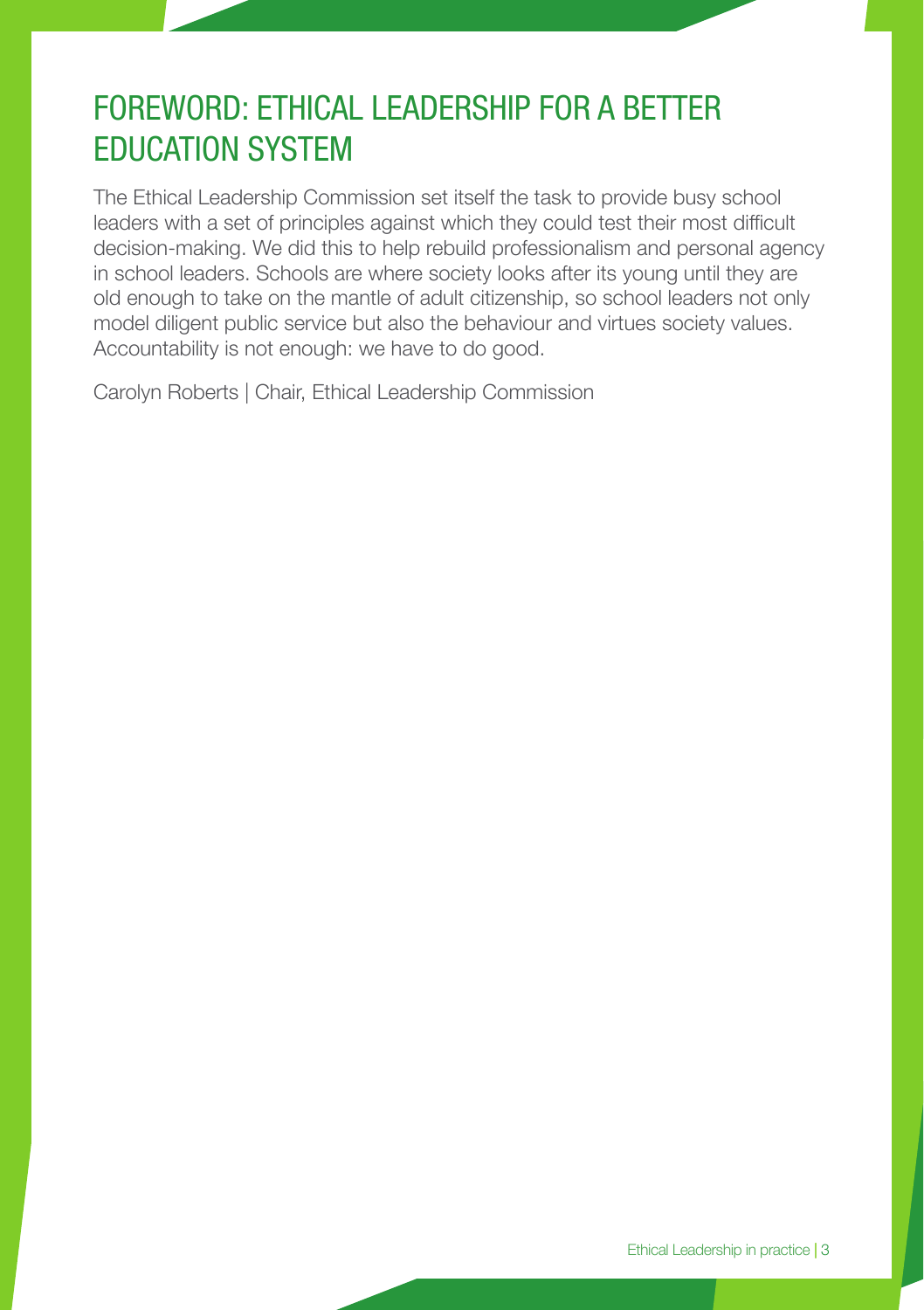# FOREWORD: ETHICAL LEADERSHIP FOR A BETTER EDUCATION SYSTEM

The Ethical Leadership Commission set itself the task to provide busy school leaders with a set of principles against which they could test their most difficult decision-making. We did this to help rebuild professionalism and personal agency in school leaders. Schools are where society looks after its young until they are old enough to take on the mantle of adult citizenship, so school leaders not only model diligent public service but also the behaviour and virtues society values. Accountability is not enough: we have to do good.

Carolyn Roberts | Chair, Ethical Leadership Commission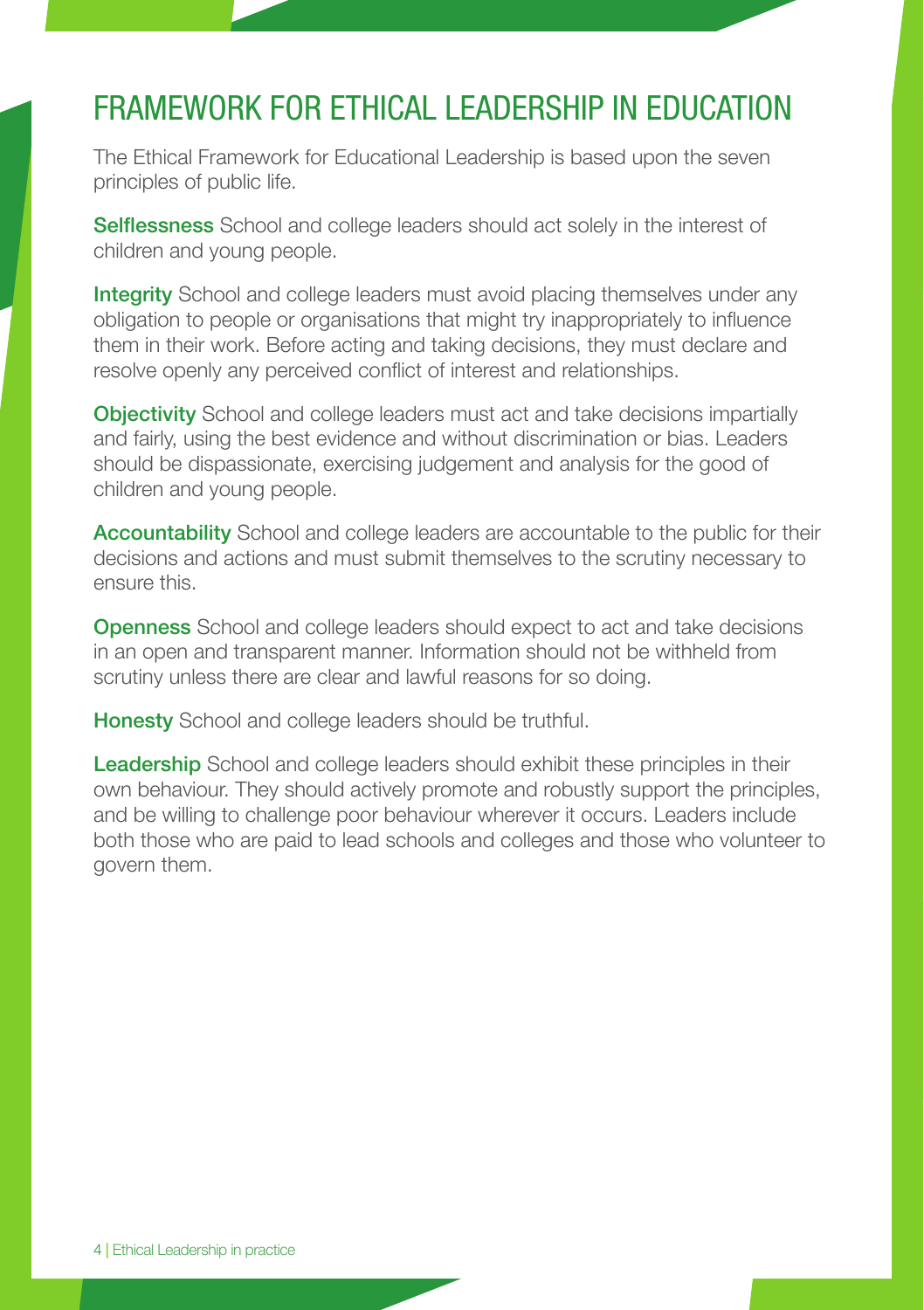# FRAMEWORK FOR ETHICAL LEADERSHIP IN EDUCATION

The Ethical Framework for Educational Leadership is based upon the seven principles of public life.

**Selflessness** School and college leaders should act solely in the interest of children and young people.

**Integrity** School and college leaders must avoid placing themselves under any obligation to people or organisations that might try inappropriately to influence them in their work. Before acting and taking decisions, they must declare and resolve openly any perceived conflict of interest and relationships.

**Objectivity** School and college leaders must act and take decisions impartially and fairly, using the best evidence and without discrimination or bias. Leaders should be dispassionate, exercising judgement and analysis for the good of children and young people.

**Accountability** School and college leaders are accountable to the public for their decisions and actions and must submit themselves to the scrutiny necessary to ensure this.

**Openness** School and college leaders should expect to act and take decisions in an open and transparent manner. Information should not be withheld from scrutiny unless there are clear and lawful reasons for so doing.

**Honesty** School and college leaders should be truthful.

**Leadership** School and college leaders should exhibit these principles in their own behaviour. They should actively promote and robustly support the principles, and be willing to challenge poor behaviour wherever it occurs. Leaders include both those who are paid to lead schools and colleges and those who volunteer to govern them.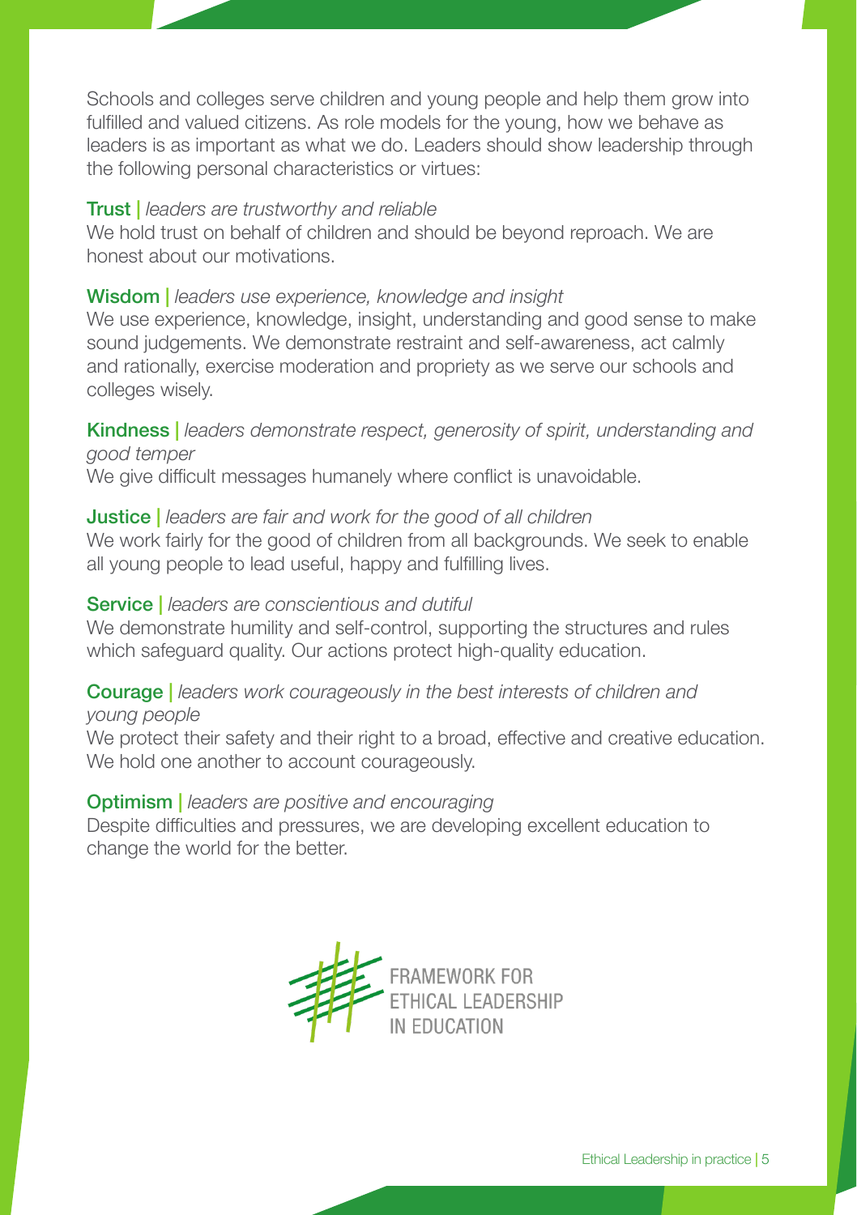Schools and colleges serve children and young people and help them grow into fulfilled and valued citizens. As role models for the young, how we behave as leaders is as important as what we do. Leaders should show leadership through the following personal characteristics or virtues:

**Trust** | *leaders are trustworthy and reliable*
We hold trust on behalf of children and should be beyond reproach. We are honest about our motivations.

**Wisdom** | *leaders use experience, knowledge and insight*
We use experience, knowledge, insight, understanding and good sense to make sound judgements. We demonstrate restraint and self-awareness, act calmly and rationally, exercise moderation and propriety as we serve our schools and colleges wisely.

**Kindness** | *leaders demonstrate respect, generosity of spirit, understanding and good temper*
We give difficult messages humanely where conflict is unavoidable.

**Justice** | *leaders are fair and work for the good of all children*
We work fairly for the good of children from all backgrounds. We seek to enable all young people to lead useful, happy and fulfilling lives.

**Service** | *leaders are conscientious and dutiful*
We demonstrate humility and self-control, supporting the structures and rules which safeguard quality. Our actions protect high-quality education.

**Courage** | *leaders work courageously in the best interests of children and young people*
We protect their safety and their right to a broad, effective and creative education. We hold one another to account courageously.

**Optimism** | *leaders are positive and encouraging*
Despite difficulties and pressures, we are developing excellent education to change the world for the better.

FRAMEWORK FOR ETHICAL LEADERSHIP IN EDUCATION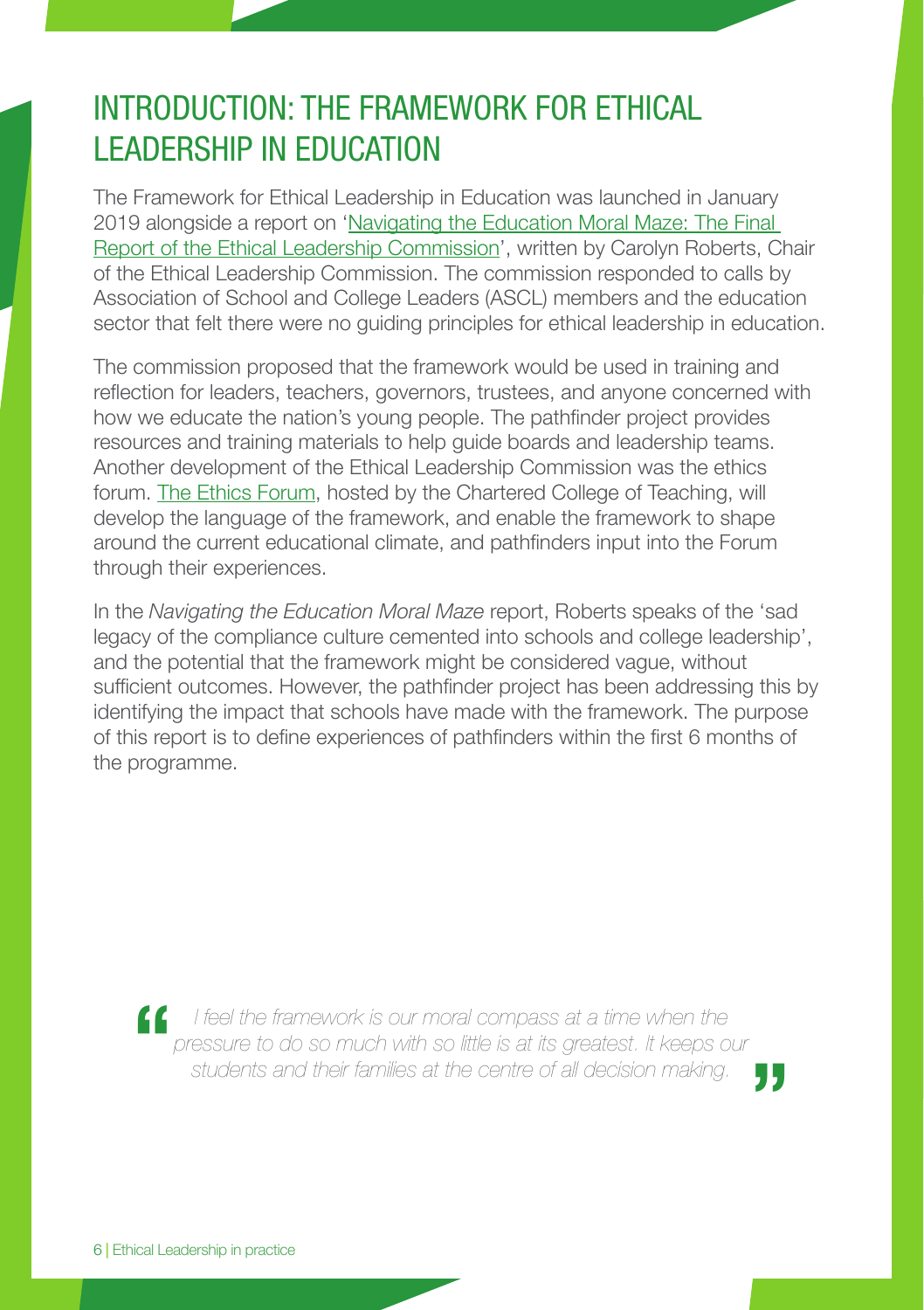# INTRODUCTION: THE FRAMEWORK FOR ETHICAL LEADERSHIP IN EDUCATION

The Framework for Ethical Leadership in Education was launched in January 2019 alongside a report on 'Navigating the Education Moral Maze: The Final Report of the Ethical Leadership Commission', written by Carolyn Roberts, Chair of the Ethical Leadership Commission. The commission responded to calls by Association of School and College Leaders (ASCL) members and the education sector that felt there were no guiding principles for ethical leadership in education.

The commission proposed that the framework would be used in training and reflection for leaders, teachers, governors, trustees, and anyone concerned with how we educate the nation's young people. The pathfinder project provides resources and training materials to help guide boards and leadership teams. Another development of the Ethical Leadership Commission was the ethics forum. The Ethics Forum, hosted by the Chartered College of Teaching, will develop the language of the framework, and enable the framework to shape around the current educational climate, and pathfinders input into the Forum through their experiences.

In the *Navigating the Education Moral Maze* report, Roberts speaks of the 'sad legacy of the compliance culture cemented into schools and college leadership', and the potential that the framework might be considered vague, without sufficient outcomes. However, the pathfinder project has been addressing this by identifying the impact that schools have made with the framework. The purpose of this report is to define experiences of pathfinders within the first 6 months of the programme.

> *"I feel the framework is our moral compass at a time when the pressure to do so much with so little is at its greatest. It keeps our students and their families at the centre of all decision making."*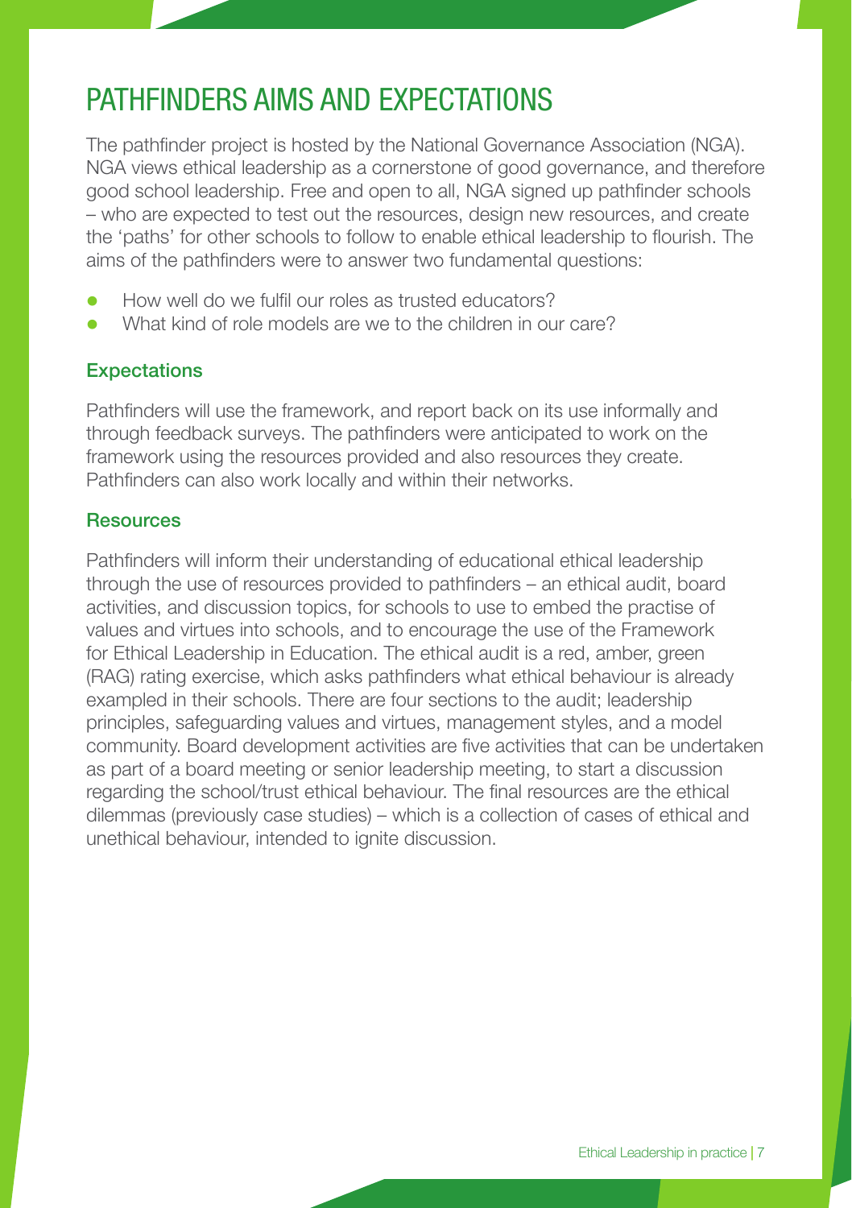# PATHFINDERS AIMS AND EXPECTATIONS

The pathfinder project is hosted by the National Governance Association (NGA). NGA views ethical leadership as a cornerstone of good governance, and therefore good school leadership. Free and open to all, NGA signed up pathfinder schools – who are expected to test out the resources, design new resources, and create the 'paths' for other schools to follow to enable ethical leadership to flourish. The aims of the pathfinders were to answer two fundamental questions:

- How well do we fulfil our roles as trusted educators?
- What kind of role models are we to the children in our care?

## Expectations

Pathfinders will use the framework, and report back on its use informally and through feedback surveys. The pathfinders were anticipated to work on the framework using the resources provided and also resources they create. Pathfinders can also work locally and within their networks.

## Resources

Pathfinders will inform their understanding of educational ethical leadership through the use of resources provided to pathfinders – an ethical audit, board activities, and discussion topics, for schools to use to embed the practise of values and virtues into schools, and to encourage the use of the Framework for Ethical Leadership in Education. The ethical audit is a red, amber, green (RAG) rating exercise, which asks pathfinders what ethical behaviour is already exampled in their schools. There are four sections to the audit; leadership principles, safeguarding values and virtues, management styles, and a model community. Board development activities are five activities that can be undertaken as part of a board meeting or senior leadership meeting, to start a discussion regarding the school/trust ethical behaviour. The final resources are the ethical dilemmas (previously case studies) – which is a collection of cases of ethical and unethical behaviour, intended to ignite discussion.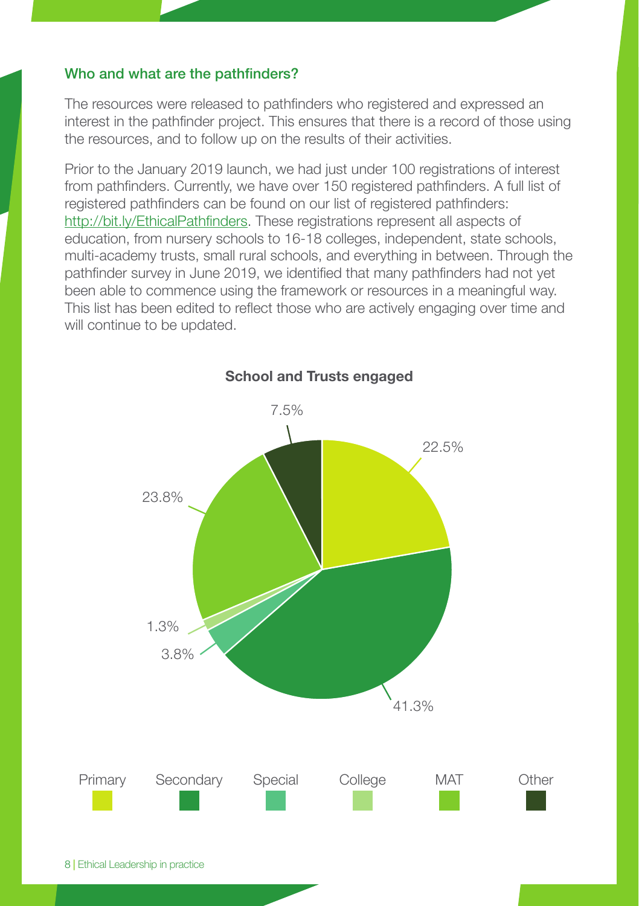### Who and what are the pathfinders?

The resources were released to pathfinders who registered and expressed an interest in the pathfinder project. This ensures that there is a record of those using the resources, and to follow up on the results of their activities.

Prior to the January 2019 launch, we had just under 100 registrations of interest from pathfinders. Currently, we have over 150 registered pathfinders. A full list of registered pathfinders can be found on our list of registered pathfinders: http://bit.ly/EthicalPathfinders. These registrations represent all aspects of education, from nursery schools to 16-18 colleges, independent, state schools, multi-academy trusts, small rural schools, and everything in between. Through the pathfinder survey in June 2019, we identified that many pathfinders had not yet been able to commence using the framework or resources in a meaningful way. This list has been edited to reflect those who are actively engaging over time and will continue to be updated.

**School and Trusts engaged**

| Category | Percentage |
| --- | --- |
| Primary | 22.5% |
| Secondary | 41.3% |
| Special | 3.8% |
| College | 1.3% |
| MAT | 23.8% |
| Other | 7.5% |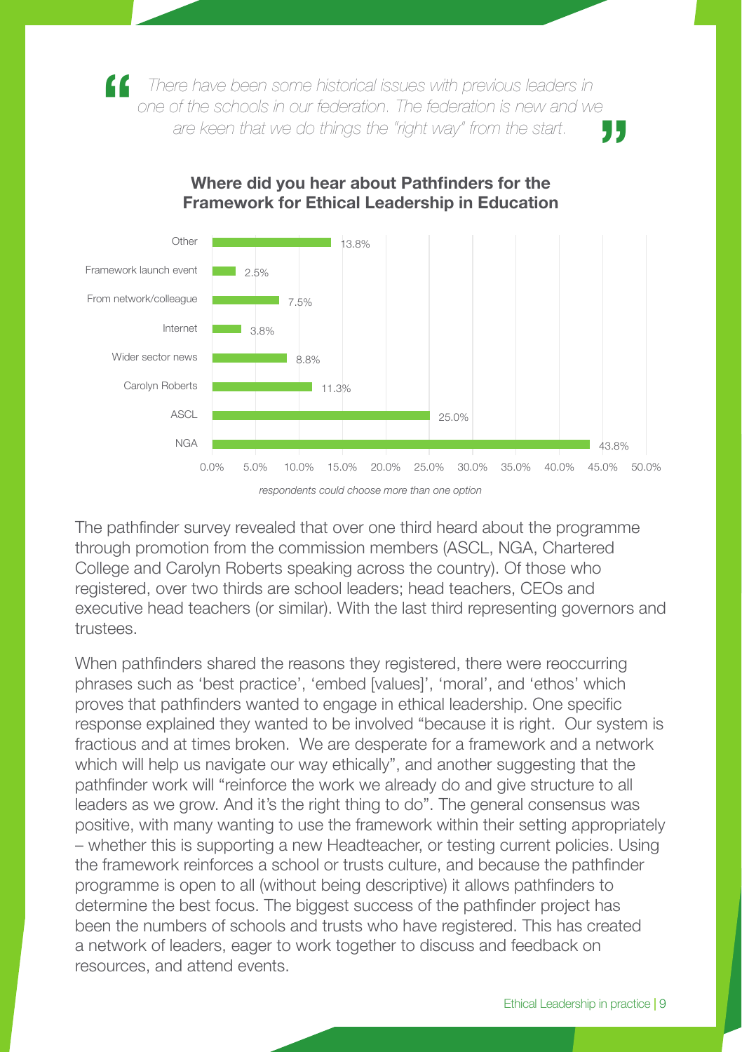> *There have been some historical issues with previous leaders in one of the schools in our federation. The federation is new and we are keen that we do things the "right way" from the start.*

**Where did you hear about Pathfinders for the Framework for Ethical Leadership in Education**

| Source | Percentage |
| --- | --- |
| Other | 13.8% |
| Framework launch event | 2.5% |
| From network/colleague | 7.5% |
| Internet | 3.8% |
| Wider sector news | 8.8% |
| Carolyn Roberts | 11.3% |
| ASCL | 25.0% |
| NGA | 43.8% |

*respondents could choose more than one option*

The pathfinder survey revealed that over one third heard about the programme through promotion from the commission members (ASCL, NGA, Chartered College and Carolyn Roberts speaking across the country). Of those who registered, over two thirds are school leaders; head teachers, CEOs and executive head teachers (or similar). With the last third representing governors and trustees.

When pathfinders shared the reasons they registered, there were reoccurring phrases such as 'best practice', 'embed [values]', 'moral', and 'ethos' which proves that pathfinders wanted to engage in ethical leadership. One specific response explained they wanted to be involved "because it is right. Our system is fractious and at times broken. We are desperate for a framework and a network which will help us navigate our way ethically", and another suggesting that the pathfinder work will "reinforce the work we already do and give structure to all leaders as we grow. And it's the right thing to do". The general consensus was positive, with many wanting to use the framework within their setting appropriately – whether this is supporting a new Headteacher, or testing current policies. Using the framework reinforces a school or trusts culture, and because the pathfinder programme is open to all (without being descriptive) it allows pathfinders to determine the best focus. The biggest success of the pathfinder project has been the numbers of schools and trusts who have registered. This has created a network of leaders, eager to work together to discuss and feedback on resources, and attend events.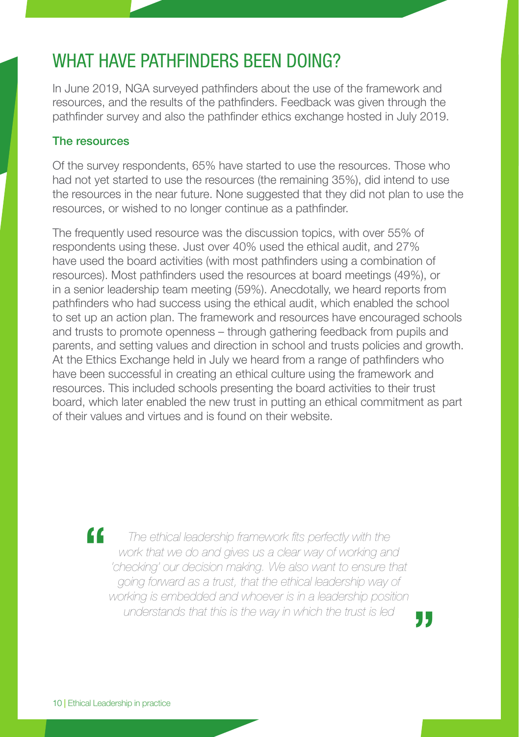# WHAT HAVE PATHFINDERS BEEN DOING?

In June 2019, NGA surveyed pathfinders about the use of the framework and resources, and the results of the pathfinders. Feedback was given through the pathfinder survey and also the pathfinder ethics exchange hosted in July 2019.

## The resources

Of the survey respondents, 65% have started to use the resources. Those who had not yet started to use the resources (the remaining 35%), did intend to use the resources in the near future. None suggested that they did not plan to use the resources, or wished to no longer continue as a pathfinder.

The frequently used resource was the discussion topics, with over 55% of respondents using these. Just over 40% used the ethical audit, and 27% have used the board activities (with most pathfinders using a combination of resources). Most pathfinders used the resources at board meetings (49%), or in a senior leadership team meeting (59%). Anecdotally, we heard reports from pathfinders who had success using the ethical audit, which enabled the school to set up an action plan. The framework and resources have encouraged schools and trusts to promote openness – through gathering feedback from pupils and parents, and setting values and direction in school and trusts policies and growth. At the Ethics Exchange held in July we heard from a range of pathfinders who have been successful in creating an ethical culture using the framework and resources. This included schools presenting the board activities to their trust board, which later enabled the new trust in putting an ethical commitment as part of their values and virtues and is found on their website.

> *"The ethical leadership framework fits perfectly with the work that we do and gives us a clear way of working and 'checking' our decision making. We also want to ensure that going forward as a trust, that the ethical leadership way of working is embedded and whoever is in a leadership position understands that this is the way in which the trust is led"*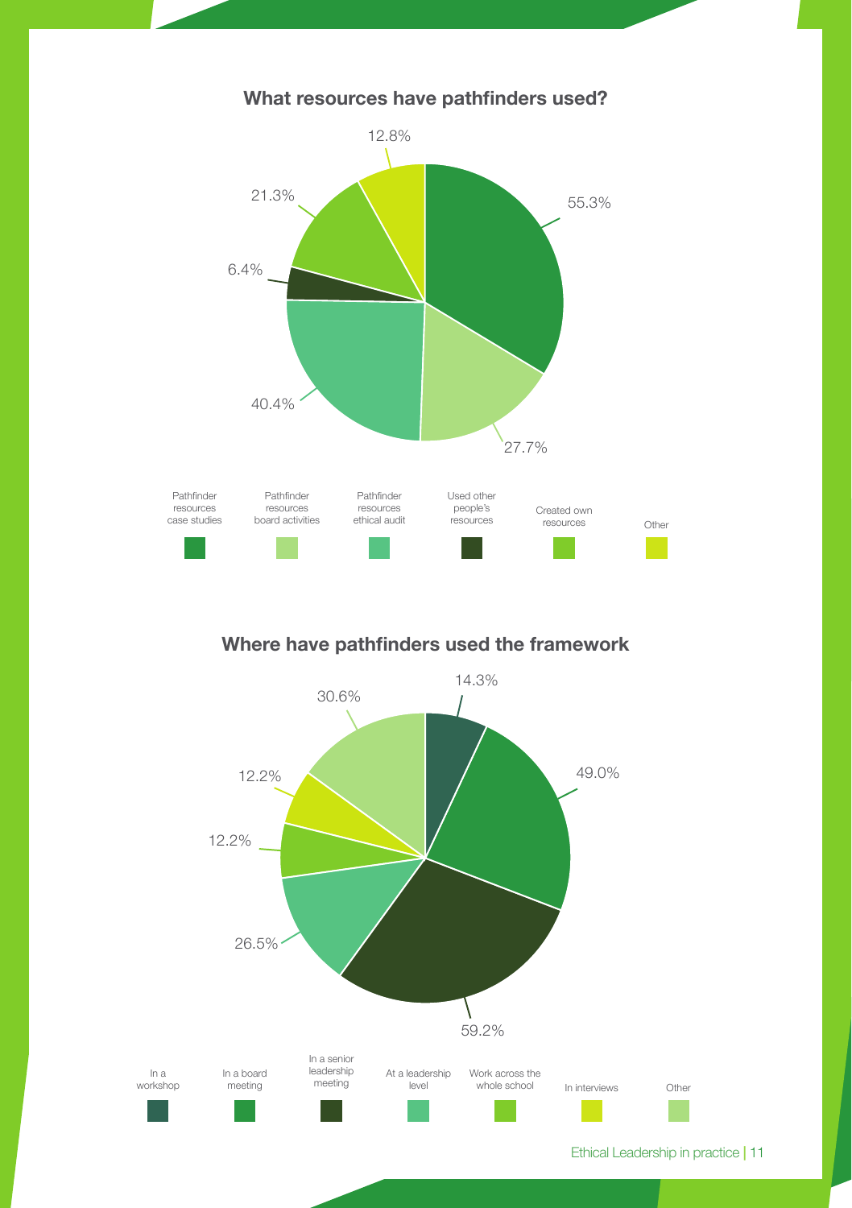## What resources have pathfinders used?

| Resource | Percentage |
| --- | --- |
| Pathfinder resources case studies | 55.3% |
| Pathfinder resources board activities | 27.7% |
| Pathfinder resources ethical audit | 40.4% |
| Used other people's resources | 6.4% |
| Created own resources | 21.3% |
| Other | 12.8% |

## Where have pathfinders used the framework

| Location | Percentage |
| --- | --- |
| In a workshop | 14.3% |
| In a board meeting | 49.0% |
| In a senior leadership meeting | 59.2% |
| At a leadership level | 26.5% |
| Work across the whole school | 12.2% |
| In interviews | 12.2% |
| Other | 30.6% |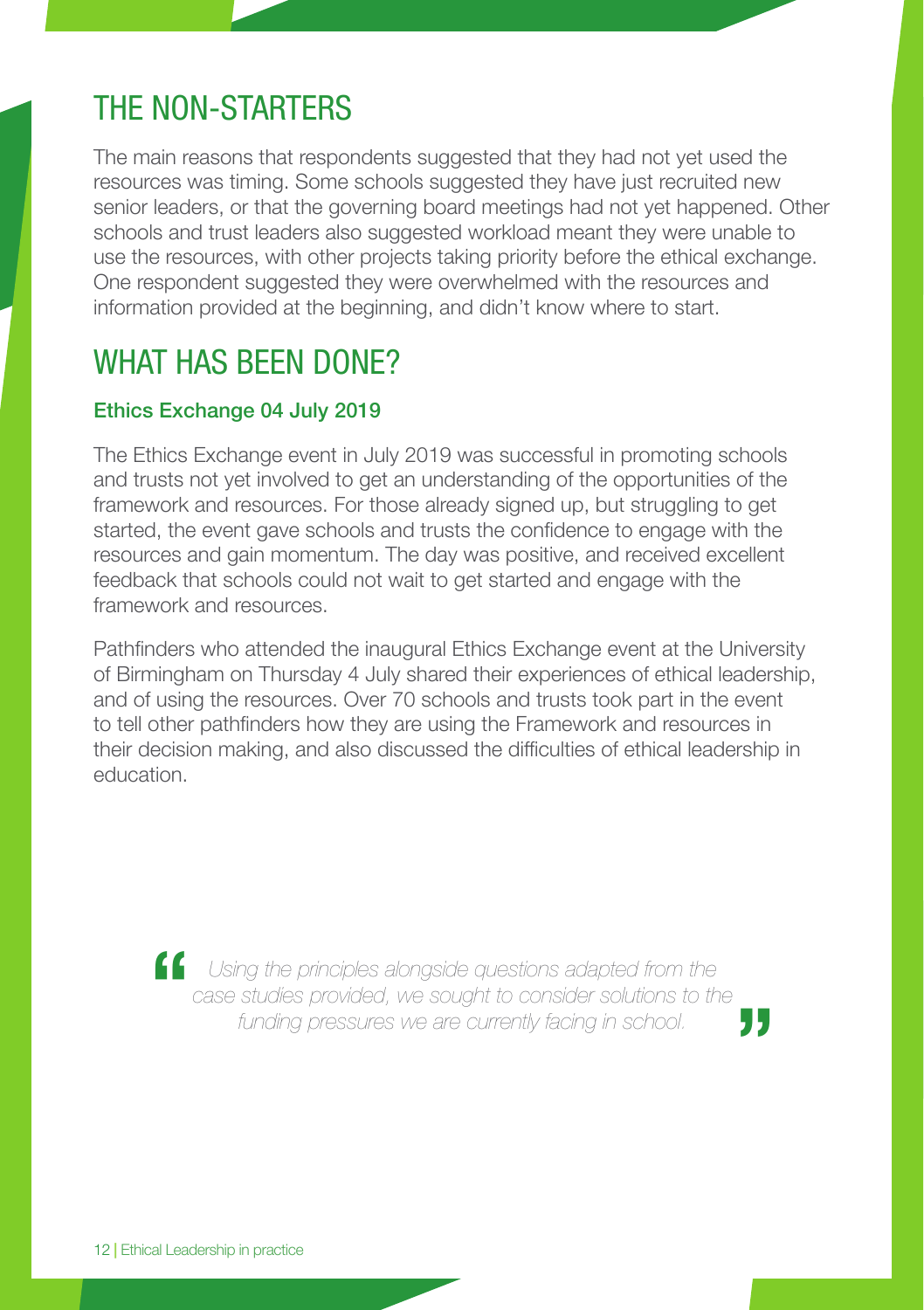## THE NON-STARTERS

The main reasons that respondents suggested that they had not yet used the resources was timing. Some schools suggested they have just recruited new senior leaders, or that the governing board meetings had not yet happened. Other schools and trust leaders also suggested workload meant they were unable to use the resources, with other projects taking priority before the ethical exchange. One respondent suggested they were overwhelmed with the resources and information provided at the beginning, and didn't know where to start.

## WHAT HAS BEEN DONE?

### Ethics Exchange 04 July 2019

The Ethics Exchange event in July 2019 was successful in promoting schools and trusts not yet involved to get an understanding of the opportunities of the framework and resources. For those already signed up, but struggling to get started, the event gave schools and trusts the confidence to engage with the resources and gain momentum. The day was positive, and received excellent feedback that schools could not wait to get started and engage with the framework and resources.

Pathfinders who attended the inaugural Ethics Exchange event at the University of Birmingham on Thursday 4 July shared their experiences of ethical leadership, and of using the resources. Over 70 schools and trusts took part in the event to tell other pathfinders how they are using the Framework and resources in their decision making, and also discussed the difficulties of ethical leadership in education.

> *"Using the principles alongside questions adapted from the case studies provided, we sought to consider solutions to the funding pressures we are currently facing in school."*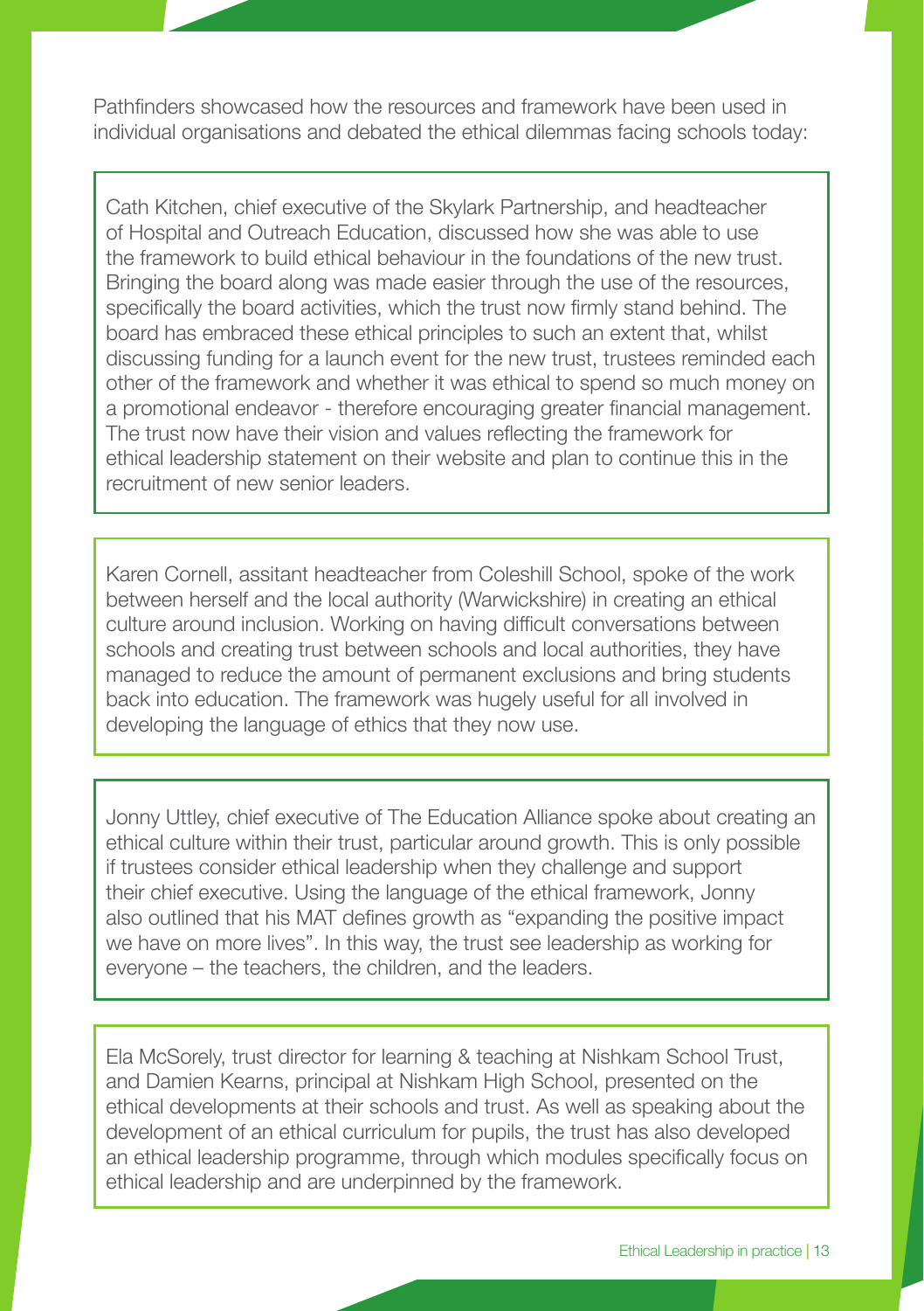Pathfinders showcased how the resources and framework have been used in individual organisations and debated the ethical dilemmas facing schools today:

Cath Kitchen, chief executive of the Skylark Partnership, and headteacher of Hospital and Outreach Education, discussed how she was able to use the framework to build ethical behaviour in the foundations of the new trust. Bringing the board along was made easier through the use of the resources, specifically the board activities, which the trust now firmly stand behind. The board has embraced these ethical principles to such an extent that, whilst discussing funding for a launch event for the new trust, trustees reminded each other of the framework and whether it was ethical to spend so much money on a promotional endeavor - therefore encouraging greater financial management. The trust now have their vision and values reflecting the framework for ethical leadership statement on their website and plan to continue this in the recruitment of new senior leaders.

Karen Cornell, assitant headteacher from Coleshill School, spoke of the work between herself and the local authority (Warwickshire) in creating an ethical culture around inclusion. Working on having difficult conversations between schools and creating trust between schools and local authorities, they have managed to reduce the amount of permanent exclusions and bring students back into education. The framework was hugely useful for all involved in developing the language of ethics that they now use.

Jonny Uttley, chief executive of The Education Alliance spoke about creating an ethical culture within their trust, particular around growth. This is only possible if trustees consider ethical leadership when they challenge and support their chief executive. Using the language of the ethical framework, Jonny also outlined that his MAT defines growth as "expanding the positive impact we have on more lives". In this way, the trust see leadership as working for everyone – the teachers, the children, and the leaders.

Ela McSorely, trust director for learning & teaching at Nishkam School Trust, and Damien Kearns, principal at Nishkam High School, presented on the ethical developments at their schools and trust. As well as speaking about the development of an ethical curriculum for pupils, the trust has also developed an ethical leadership programme, through which modules specifically focus on ethical leadership and are underpinned by the framework.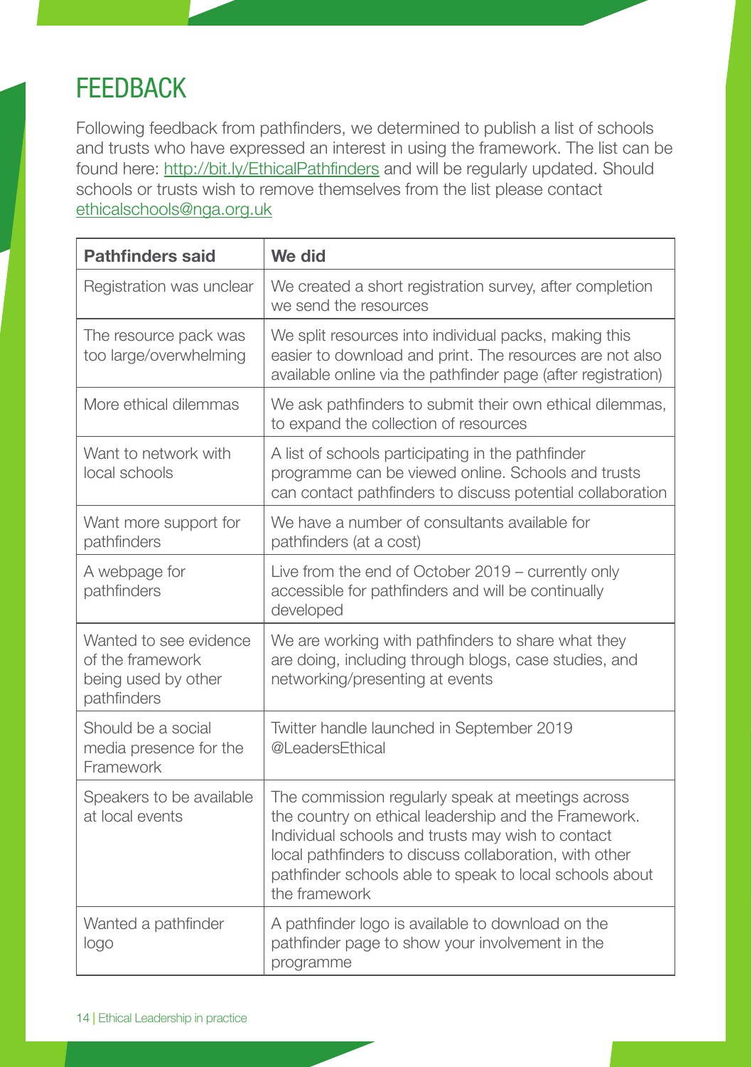# FEEDBACK

Following feedback from pathfinders, we determined to publish a list of schools and trusts who have expressed an interest in using the framework. The list can be found here: http://bit.ly/EthicalPathfinders and will be regularly updated. Should schools or trusts wish to remove themselves from the list please contact ethicalschools@nga.org.uk

| Pathfinders said | We did |
|---|---|
| Registration was unclear | We created a short registration survey, after completion we send the resources |
| The resource pack was too large/overwhelming | We split resources into individual packs, making this easier to download and print. The resources are not also available online via the pathfinder page (after registration) |
| More ethical dilemmas | We ask pathfinders to submit their own ethical dilemmas, to expand the collection of resources |
| Want to network with local schools | A list of schools participating in the pathfinder programme can be viewed online. Schools and trusts can contact pathfinders to discuss potential collaboration |
| Want more support for pathfinders | We have a number of consultants available for pathfinders (at a cost) |
| A webpage for pathfinders | Live from the end of October 2019 – currently only accessible for pathfinders and will be continually developed |
| Wanted to see evidence of the framework being used by other pathfinders | We are working with pathfinders to share what they are doing, including through blogs, case studies, and networking/presenting at events |
| Should be a social media presence for the Framework | Twitter handle launched in September 2019 @LeadersEthical |
| Speakers to be available at local events | The commission regularly speak at meetings across the country on ethical leadership and the Framework. Individual schools and trusts may wish to contact local pathfinders to discuss collaboration, with other pathfinder schools able to speak to local schools about the framework |
| Wanted a pathfinder logo | A pathfinder logo is available to download on the pathfinder page to show your involvement in the programme |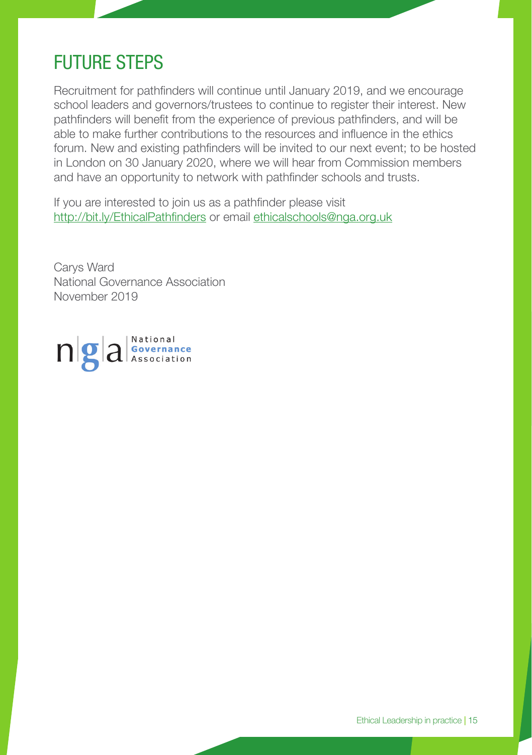# FUTURE STEPS

Recruitment for pathfinders will continue until January 2019, and we encourage school leaders and governors/trustees to continue to register their interest. New pathfinders will benefit from the experience of previous pathfinders, and will be able to make further contributions to the resources and influence in the ethics forum. New and existing pathfinders will be invited to our next event; to be hosted in London on 30 January 2020, where we will hear from Commission members and have an opportunity to network with pathfinder schools and trusts.

If you are interested to join us as a pathfinder please visit http://bit.ly/EthicalPathfinders or email ethicalschools@nga.org.uk

Carys Ward
National Governance Association
November 2019

nga National Governance Association